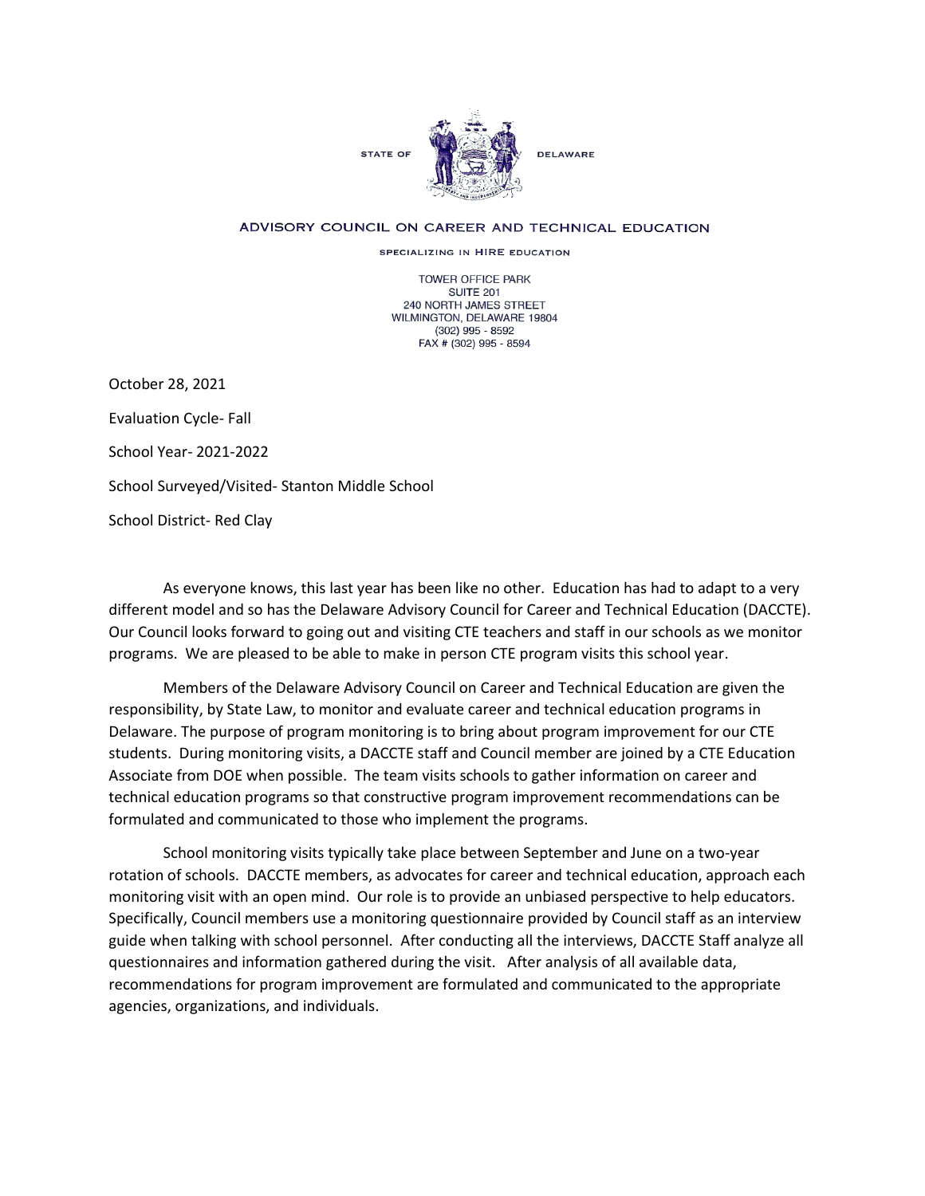STATE OF DELAWARE

ADVISORY COUNCIL ON CAREER AND TECHNICAL EDUCATION

SPECIALIZING IN HIRE EDUCATION

TOWER OFFICE PARK
SUITE 201
240 NORTH JAMES STREET
WILMINGTON, DELAWARE 19804
(302) 995 - 8592
FAX # (302) 995 - 8594

October 28, 2021

Evaluation Cycle- Fall

School Year- 2021-2022

School Surveyed/Visited- Stanton Middle School

School District- Red Clay

As everyone knows, this last year has been like no other. Education has had to adapt to a very different model and so has the Delaware Advisory Council for Career and Technical Education (DACCTE). Our Council looks forward to going out and visiting CTE teachers and staff in our schools as we monitor programs. We are pleased to be able to make in person CTE program visits this school year.

Members of the Delaware Advisory Council on Career and Technical Education are given the responsibility, by State Law, to monitor and evaluate career and technical education programs in Delaware. The purpose of program monitoring is to bring about program improvement for our CTE students. During monitoring visits, a DACCTE staff and Council member are joined by a CTE Education Associate from DOE when possible. The team visits schools to gather information on career and technical education programs so that constructive program improvement recommendations can be formulated and communicated to those who implement the programs.

School monitoring visits typically take place between September and June on a two-year rotation of schools. DACCTE members, as advocates for career and technical education, approach each monitoring visit with an open mind. Our role is to provide an unbiased perspective to help educators. Specifically, Council members use a monitoring questionnaire provided by Council staff as an interview guide when talking with school personnel. After conducting all the interviews, DACCTE Staff analyze all questionnaires and information gathered during the visit. After analysis of all available data, recommendations for program improvement are formulated and communicated to the appropriate agencies, organizations, and individuals.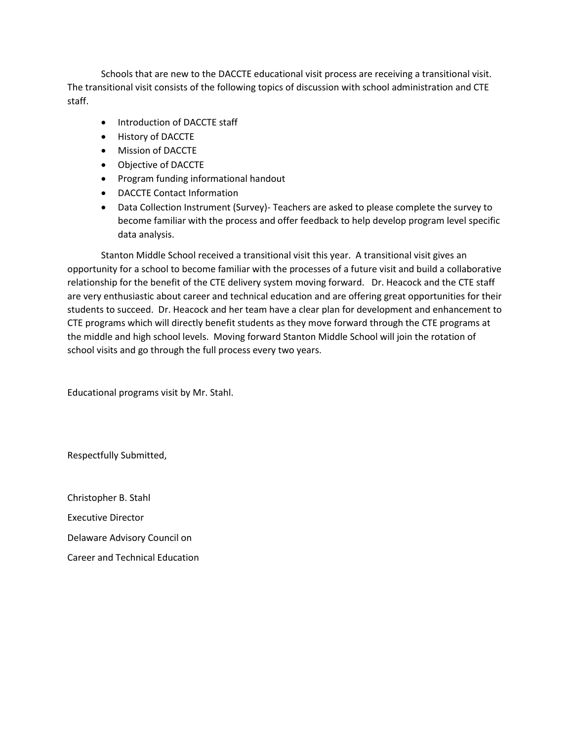Schools that are new to the DACCTE educational visit process are receiving a transitional visit. The transitional visit consists of the following topics of discussion with school administration and CTE staff.

- Introduction of DACCTE staff
- History of DACCTE
- Mission of DACCTE
- Objective of DACCTE
- Program funding informational handout
- DACCTE Contact Information
- Data Collection Instrument (Survey)- Teachers are asked to please complete the survey to become familiar with the process and offer feedback to help develop program level specific data analysis.

Stanton Middle School received a transitional visit this year. A transitional visit gives an opportunity for a school to become familiar with the processes of a future visit and build a collaborative relationship for the benefit of the CTE delivery system moving forward. Dr. Heacock and the CTE staff are very enthusiastic about career and technical education and are offering great opportunities for their students to succeed. Dr. Heacock and her team have a clear plan for development and enhancement to CTE programs which will directly benefit students as they move forward through the CTE programs at the middle and high school levels. Moving forward Stanton Middle School will join the rotation of school visits and go through the full process every two years.

Educational programs visit by Mr. Stahl.

Respectfully Submitted,

Christopher B. Stahl

Executive Director

Delaware Advisory Council on

Career and Technical Education